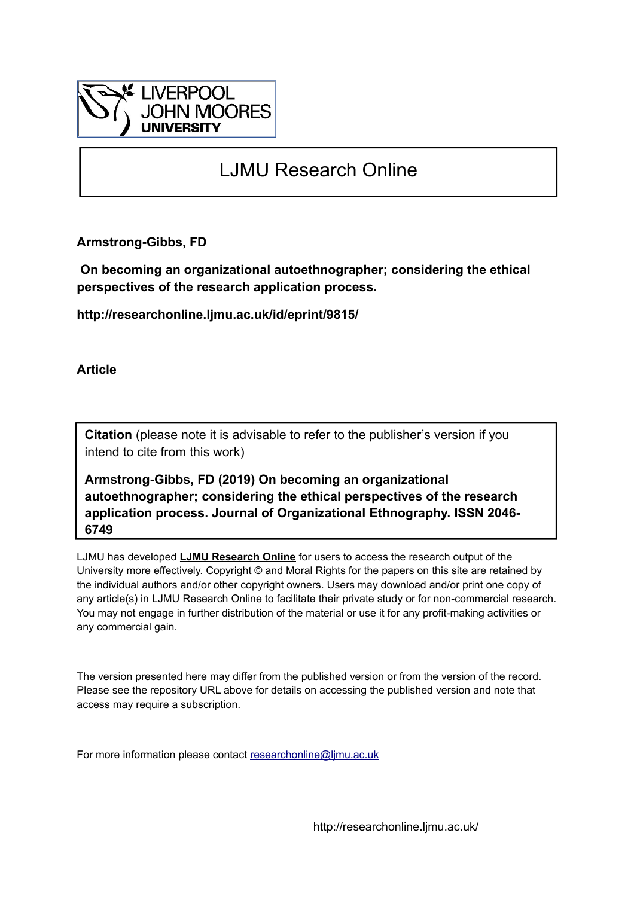LIVERPOOL JOHN MOORES UNIVERSITY

# LJMU Research Online

**Armstrong-Gibbs, FD**

**On becoming an organizational autoethnographer; considering the ethical perspectives of the research application process.**

**http://researchonline.ljmu.ac.uk/id/eprint/9815/**

**Article**

**Citation** (please note it is advisable to refer to the publisher's version if you intend to cite from this work)

**Armstrong-Gibbs, FD (2019) On becoming an organizational autoethnographer; considering the ethical perspectives of the research application process. Journal of Organizational Ethnography. ISSN 2046-6749**

LJMU has developed **LJMU Research Online** for users to access the research output of the University more effectively. Copyright © and Moral Rights for the papers on this site are retained by the individual authors and/or other copyright owners. Users may download and/or print one copy of any article(s) in LJMU Research Online to facilitate their private study or for non-commercial research. You may not engage in further distribution of the material or use it for any profit-making activities or any commercial gain.

The version presented here may differ from the published version or from the version of the record. Please see the repository URL above for details on accessing the published version and note that access may require a subscription.

For more information please contact researchonline@ljmu.ac.uk

http://researchonline.ljmu.ac.uk/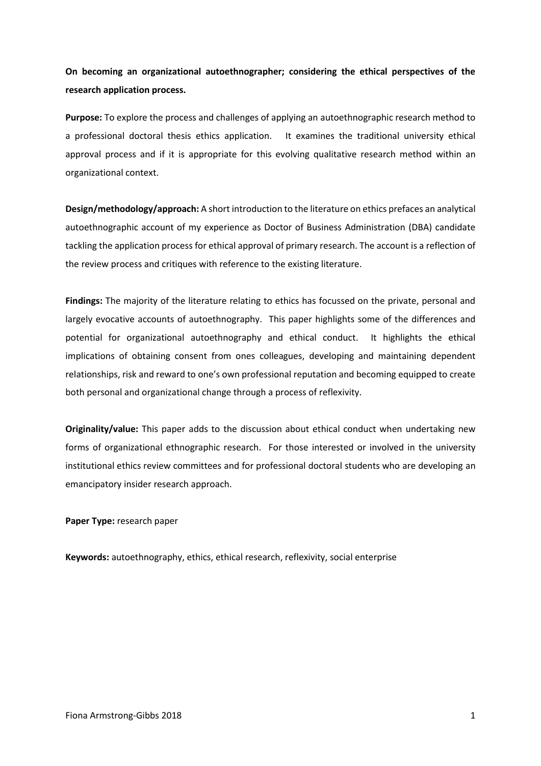**On becoming an organizational autoethnographer; considering the ethical perspectives of the research application process.**

**Purpose:** To explore the process and challenges of applying an autoethnographic research method to a professional doctoral thesis ethics application. It examines the traditional university ethical approval process and if it is appropriate for this evolving qualitative research method within an organizational context.

**Design/methodology/approach:** A short introduction to the literature on ethics prefaces an analytical autoethnographic account of my experience as Doctor of Business Administration (DBA) candidate tackling the application process for ethical approval of primary research. The account is a reflection of the review process and critiques with reference to the existing literature.

**Findings:** The majority of the literature relating to ethics has focussed on the private, personal and largely evocative accounts of autoethnography. This paper highlights some of the differences and potential for organizational autoethnography and ethical conduct. It highlights the ethical implications of obtaining consent from ones colleagues, developing and maintaining dependent relationships, risk and reward to one's own professional reputation and becoming equipped to create both personal and organizational change through a process of reflexivity.

**Originality/value:** This paper adds to the discussion about ethical conduct when undertaking new forms of organizational ethnographic research. For those interested or involved in the university institutional ethics review committees and for professional doctoral students who are developing an emancipatory insider research approach.

**Paper Type:** research paper

**Keywords:** autoethnography, ethics, ethical research, reflexivity, social enterprise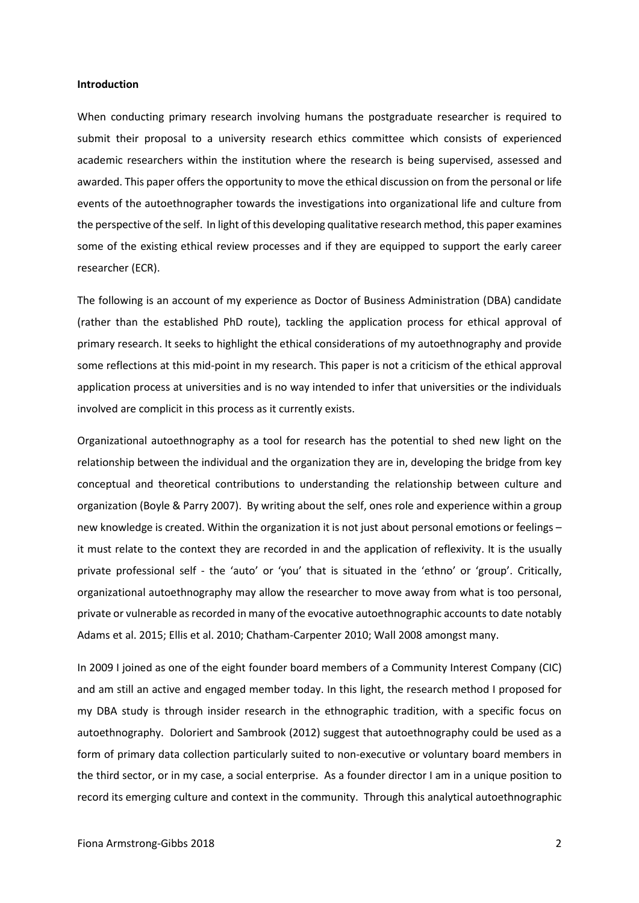**Introduction**

When conducting primary research involving humans the postgraduate researcher is required to submit their proposal to a university research ethics committee which consists of experienced academic researchers within the institution where the research is being supervised, assessed and awarded. This paper offers the opportunity to move the ethical discussion on from the personal or life events of the autoethnographer towards the investigations into organizational life and culture from the perspective of the self. In light of this developing qualitative research method, this paper examines some of the existing ethical review processes and if they are equipped to support the early career researcher (ECR).

The following is an account of my experience as Doctor of Business Administration (DBA) candidate (rather than the established PhD route), tackling the application process for ethical approval of primary research. It seeks to highlight the ethical considerations of my autoethnography and provide some reflections at this mid-point in my research. This paper is not a criticism of the ethical approval application process at universities and is no way intended to infer that universities or the individuals involved are complicit in this process as it currently exists.

Organizational autoethnography as a tool for research has the potential to shed new light on the relationship between the individual and the organization they are in, developing the bridge from key conceptual and theoretical contributions to understanding the relationship between culture and organization (Boyle & Parry 2007). By writing about the self, ones role and experience within a group new knowledge is created. Within the organization it is not just about personal emotions or feelings – it must relate to the context they are recorded in and the application of reflexivity. It is the usually private professional self - the 'auto' or 'you' that is situated in the 'ethno' or 'group'. Critically, organizational autoethnography may allow the researcher to move away from what is too personal, private or vulnerable as recorded in many of the evocative autoethnographic accounts to date notably Adams et al. 2015; Ellis et al. 2010; Chatham-Carpenter 2010; Wall 2008 amongst many.

In 2009 I joined as one of the eight founder board members of a Community Interest Company (CIC) and am still an active and engaged member today. In this light, the research method I proposed for my DBA study is through insider research in the ethnographic tradition, with a specific focus on autoethnography. Doloriert and Sambrook (2012) suggest that autoethnography could be used as a form of primary data collection particularly suited to non-executive or voluntary board members in the third sector, or in my case, a social enterprise. As a founder director I am in a unique position to record its emerging culture and context in the community. Through this analytical autoethnographic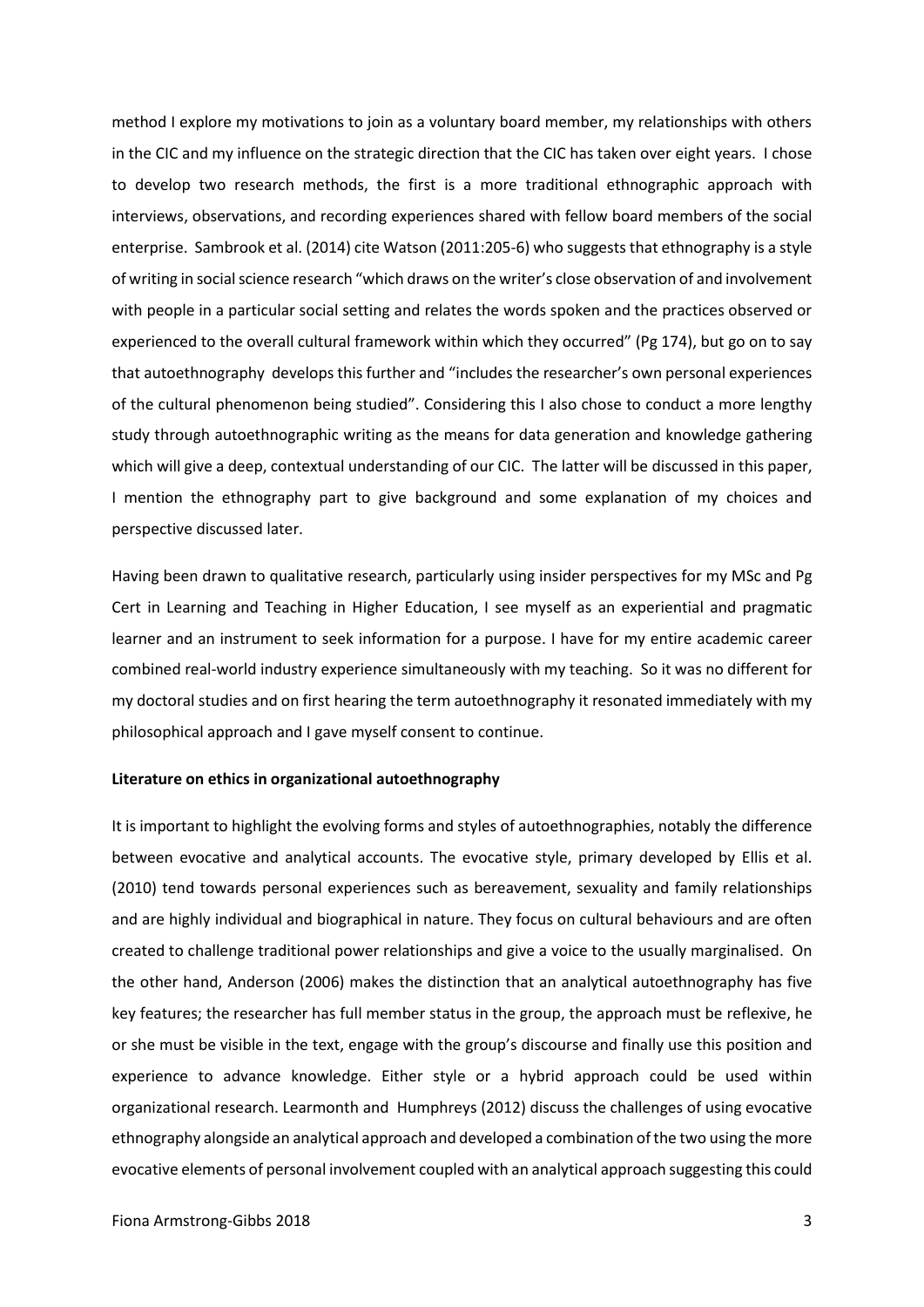method I explore my motivations to join as a voluntary board member, my relationships with others in the CIC and my influence on the strategic direction that the CIC has taken over eight years. I chose to develop two research methods, the first is a more traditional ethnographic approach with interviews, observations, and recording experiences shared with fellow board members of the social enterprise. Sambrook et al. (2014) cite Watson (2011:205-6) who suggests that ethnography is a style of writing in social science research "which draws on the writer's close observation of and involvement with people in a particular social setting and relates the words spoken and the practices observed or experienced to the overall cultural framework within which they occurred" (Pg 174), but go on to say that autoethnography develops this further and "includes the researcher's own personal experiences of the cultural phenomenon being studied". Considering this I also chose to conduct a more lengthy study through autoethnographic writing as the means for data generation and knowledge gathering which will give a deep, contextual understanding of our CIC. The latter will be discussed in this paper, I mention the ethnography part to give background and some explanation of my choices and perspective discussed later.

Having been drawn to qualitative research, particularly using insider perspectives for my MSc and Pg Cert in Learning and Teaching in Higher Education, I see myself as an experiential and pragmatic learner and an instrument to seek information for a purpose. I have for my entire academic career combined real-world industry experience simultaneously with my teaching. So it was no different for my doctoral studies and on first hearing the term autoethnography it resonated immediately with my philosophical approach and I gave myself consent to continue.

**Literature on ethics in organizational autoethnography**

It is important to highlight the evolving forms and styles of autoethnographies, notably the difference between evocative and analytical accounts. The evocative style, primary developed by Ellis et al. (2010) tend towards personal experiences such as bereavement, sexuality and family relationships and are highly individual and biographical in nature. They focus on cultural behaviours and are often created to challenge traditional power relationships and give a voice to the usually marginalised. On the other hand, Anderson (2006) makes the distinction that an analytical autoethnography has five key features; the researcher has full member status in the group, the approach must be reflexive, he or she must be visible in the text, engage with the group's discourse and finally use this position and experience to advance knowledge. Either style or a hybrid approach could be used within organizational research. Learmonth and Humphreys (2012) discuss the challenges of using evocative ethnography alongside an analytical approach and developed a combination of the two using the more evocative elements of personal involvement coupled with an analytical approach suggesting this could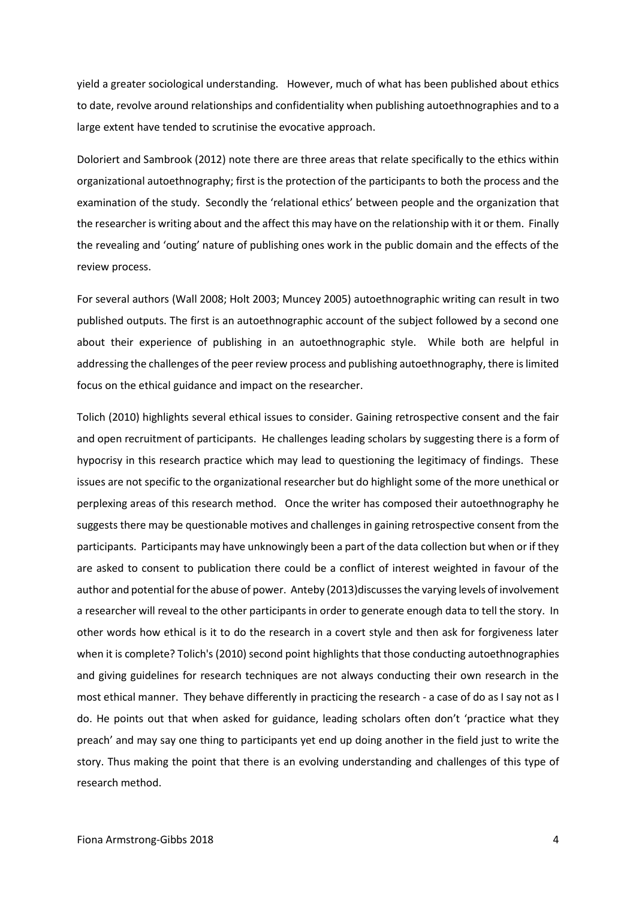yield a greater sociological understanding. However, much of what has been published about ethics to date, revolve around relationships and confidentiality when publishing autoethnographies and to a large extent have tended to scrutinise the evocative approach.

Doloriert and Sambrook (2012) note there are three areas that relate specifically to the ethics within organizational autoethnography; first is the protection of the participants to both the process and the examination of the study. Secondly the 'relational ethics' between people and the organization that the researcher is writing about and the affect this may have on the relationship with it or them. Finally the revealing and 'outing' nature of publishing ones work in the public domain and the effects of the review process.

For several authors (Wall 2008; Holt 2003; Muncey 2005) autoethnographic writing can result in two published outputs. The first is an autoethnographic account of the subject followed by a second one about their experience of publishing in an autoethnographic style. While both are helpful in addressing the challenges of the peer review process and publishing autoethnography, there is limited focus on the ethical guidance and impact on the researcher.

Tolich (2010) highlights several ethical issues to consider. Gaining retrospective consent and the fair and open recruitment of participants. He challenges leading scholars by suggesting there is a form of hypocrisy in this research practice which may lead to questioning the legitimacy of findings. These issues are not specific to the organizational researcher but do highlight some of the more unethical or perplexing areas of this research method. Once the writer has composed their autoethnography he suggests there may be questionable motives and challenges in gaining retrospective consent from the participants. Participants may have unknowingly been a part of the data collection but when or if they are asked to consent to publication there could be a conflict of interest weighted in favour of the author and potential for the abuse of power. Anteby (2013)discusses the varying levels of involvement a researcher will reveal to the other participants in order to generate enough data to tell the story. In other words how ethical is it to do the research in a covert style and then ask for forgiveness later when it is complete? Tolich's (2010) second point highlights that those conducting autoethnographies and giving guidelines for research techniques are not always conducting their own research in the most ethical manner. They behave differently in practicing the research - a case of do as I say not as I do. He points out that when asked for guidance, leading scholars often don't 'practice what they preach' and may say one thing to participants yet end up doing another in the field just to write the story. Thus making the point that there is an evolving understanding and challenges of this type of research method.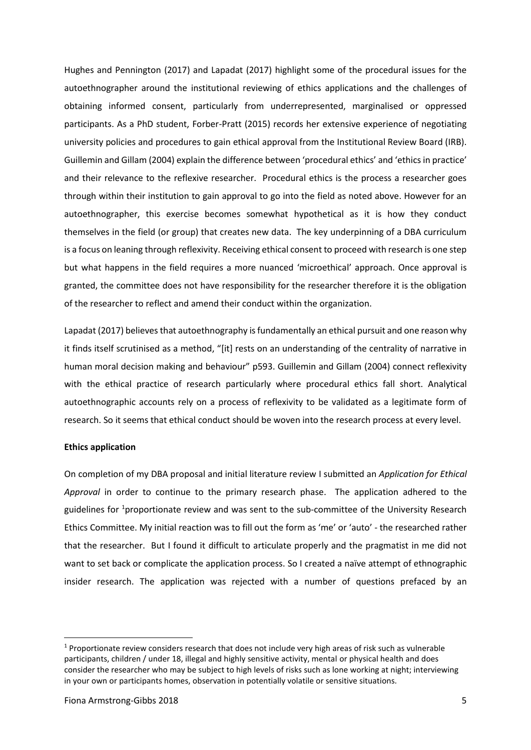Hughes and Pennington (2017) and Lapadat (2017) highlight some of the procedural issues for the autoethnographer around the institutional reviewing of ethics applications and the challenges of obtaining informed consent, particularly from underrepresented, marginalised or oppressed participants. As a PhD student, Forber-Pratt (2015) records her extensive experience of negotiating university policies and procedures to gain ethical approval from the Institutional Review Board (IRB). Guillemin and Gillam (2004) explain the difference between 'procedural ethics' and 'ethics in practice' and their relevance to the reflexive researcher. Procedural ethics is the process a researcher goes through within their institution to gain approval to go into the field as noted above. However for an autoethnographer, this exercise becomes somewhat hypothetical as it is how they conduct themselves in the field (or group) that creates new data. The key underpinning of a DBA curriculum is a focus on leaning through reflexivity. Receiving ethical consent to proceed with research is one step but what happens in the field requires a more nuanced 'microethical' approach. Once approval is granted, the committee does not have responsibility for the researcher therefore it is the obligation of the researcher to reflect and amend their conduct within the organization.

Lapadat (2017) believes that autoethnography is fundamentally an ethical pursuit and one reason why it finds itself scrutinised as a method, "[it] rests on an understanding of the centrality of narrative in human moral decision making and behaviour" p593. Guillemin and Gillam (2004) connect reflexivity with the ethical practice of research particularly where procedural ethics fall short. Analytical autoethnographic accounts rely on a process of reflexivity to be validated as a legitimate form of research. So it seems that ethical conduct should be woven into the research process at every level.

**Ethics application**

On completion of my DBA proposal and initial literature review I submitted an *Application for Ethical Approval* in order to continue to the primary research phase. The application adhered to the guidelines for [1]proportionate review and was sent to the sub-committee of the University Research Ethics Committee. My initial reaction was to fill out the form as 'me' or 'auto' - the researched rather that the researcher. But I found it difficult to articulate properly and the pragmatist in me did not want to set back or complicate the application process. So I created a naïve attempt of ethnographic insider research. The application was rejected with a number of questions prefaced by an

[1] Proportionate review considers research that does not include very high areas of risk such as vulnerable participants, children / under 18, illegal and highly sensitive activity, mental or physical health and does consider the researcher who may be subject to high levels of risks such as lone working at night; interviewing in your own or participants homes, observation in potentially volatile or sensitive situations.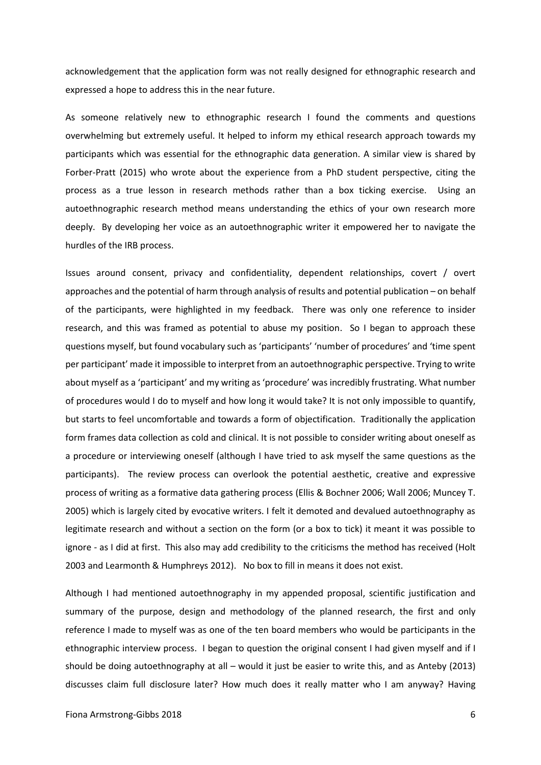acknowledgement that the application form was not really designed for ethnographic research and expressed a hope to address this in the near future.

As someone relatively new to ethnographic research I found the comments and questions overwhelming but extremely useful. It helped to inform my ethical research approach towards my participants which was essential for the ethnographic data generation. A similar view is shared by Forber-Pratt (2015) who wrote about the experience from a PhD student perspective, citing the process as a true lesson in research methods rather than a box ticking exercise. Using an autoethnographic research method means understanding the ethics of your own research more deeply. By developing her voice as an autoethnographic writer it empowered her to navigate the hurdles of the IRB process.

Issues around consent, privacy and confidentiality, dependent relationships, covert / overt approaches and the potential of harm through analysis of results and potential publication – on behalf of the participants, were highlighted in my feedback. There was only one reference to insider research, and this was framed as potential to abuse my position. So I began to approach these questions myself, but found vocabulary such as 'participants' 'number of procedures' and 'time spent per participant' made it impossible to interpret from an autoethnographic perspective. Trying to write about myself as a 'participant' and my writing as 'procedure' was incredibly frustrating. What number of procedures would I do to myself and how long it would take? It is not only impossible to quantify, but starts to feel uncomfortable and towards a form of objectification. Traditionally the application form frames data collection as cold and clinical. It is not possible to consider writing about oneself as a procedure or interviewing oneself (although I have tried to ask myself the same questions as the participants). The review process can overlook the potential aesthetic, creative and expressive process of writing as a formative data gathering process (Ellis & Bochner 2006; Wall 2006; Muncey T. 2005) which is largely cited by evocative writers. I felt it demoted and devalued autoethnography as legitimate research and without a section on the form (or a box to tick) it meant it was possible to ignore - as I did at first. This also may add credibility to the criticisms the method has received (Holt 2003 and Learmonth & Humphreys 2012). No box to fill in means it does not exist.

Although I had mentioned autoethnography in my appended proposal, scientific justification and summary of the purpose, design and methodology of the planned research, the first and only reference I made to myself was as one of the ten board members who would be participants in the ethnographic interview process. I began to question the original consent I had given myself and if I should be doing autoethnography at all – would it just be easier to write this, and as Anteby (2013) discusses claim full disclosure later? How much does it really matter who I am anyway? Having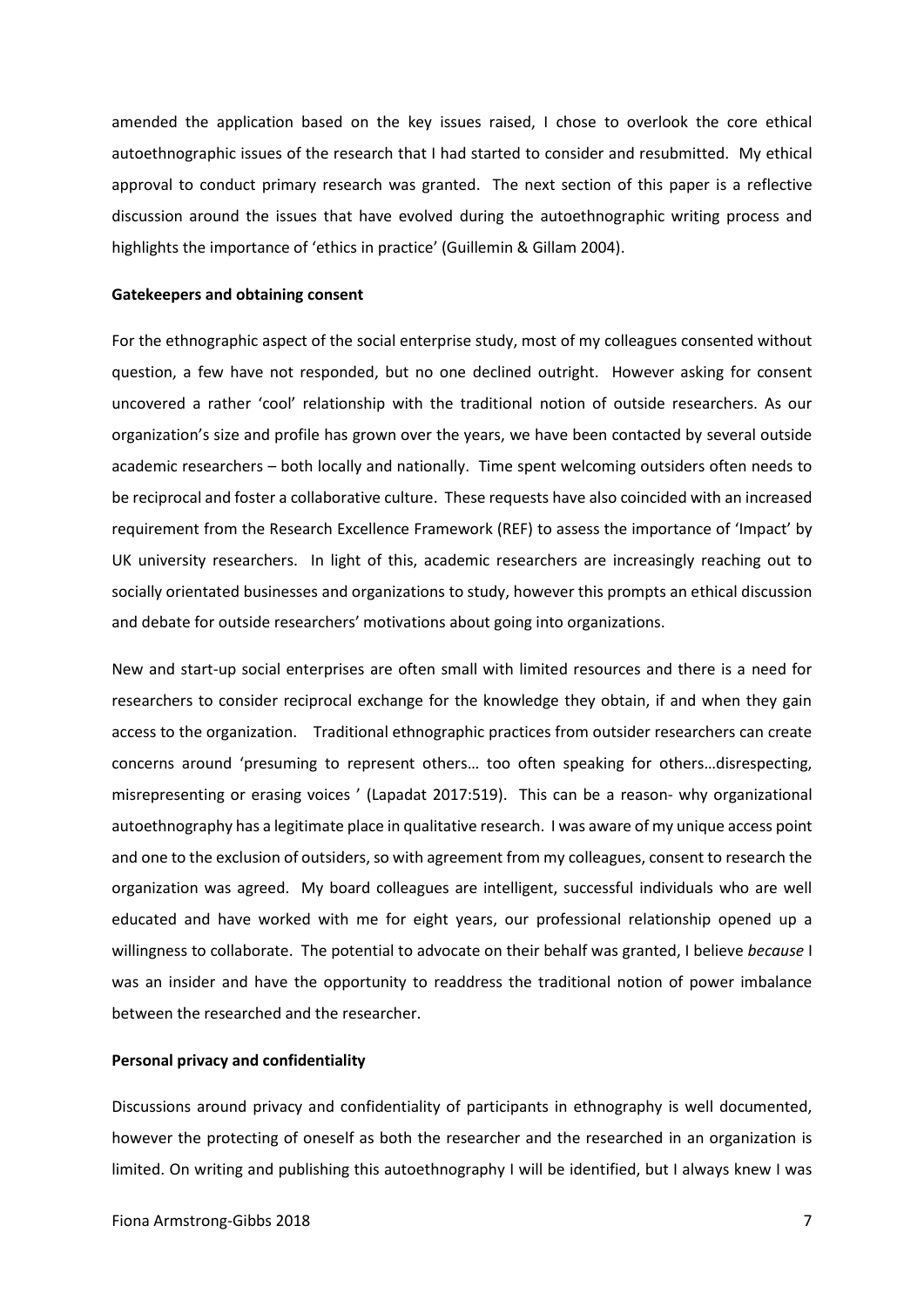amended the application based on the key issues raised, I chose to overlook the core ethical autoethnographic issues of the research that I had started to consider and resubmitted. My ethical approval to conduct primary research was granted. The next section of this paper is a reflective discussion around the issues that have evolved during the autoethnographic writing process and highlights the importance of 'ethics in practice' (Guillemin & Gillam 2004).

**Gatekeepers and obtaining consent**

For the ethnographic aspect of the social enterprise study, most of my colleagues consented without question, a few have not responded, but no one declined outright. However asking for consent uncovered a rather 'cool' relationship with the traditional notion of outside researchers. As our organization's size and profile has grown over the years, we have been contacted by several outside academic researchers – both locally and nationally. Time spent welcoming outsiders often needs to be reciprocal and foster a collaborative culture. These requests have also coincided with an increased requirement from the Research Excellence Framework (REF) to assess the importance of 'Impact' by UK university researchers. In light of this, academic researchers are increasingly reaching out to socially orientated businesses and organizations to study, however this prompts an ethical discussion and debate for outside researchers' motivations about going into organizations.

New and start-up social enterprises are often small with limited resources and there is a need for researchers to consider reciprocal exchange for the knowledge they obtain, if and when they gain access to the organization. Traditional ethnographic practices from outsider researchers can create concerns around 'presuming to represent others… too often speaking for others…disrespecting, misrepresenting or erasing voices ' (Lapadat 2017:519). This can be a reason- why organizational autoethnography has a legitimate place in qualitative research. I was aware of my unique access point and one to the exclusion of outsiders, so with agreement from my colleagues, consent to research the organization was agreed. My board colleagues are intelligent, successful individuals who are well educated and have worked with me for eight years, our professional relationship opened up a willingness to collaborate. The potential to advocate on their behalf was granted, I believe *because* I was an insider and have the opportunity to readdress the traditional notion of power imbalance between the researched and the researcher.

**Personal privacy and confidentiality**

Discussions around privacy and confidentiality of participants in ethnography is well documented, however the protecting of oneself as both the researcher and the researched in an organization is limited. On writing and publishing this autoethnography I will be identified, but I always knew I was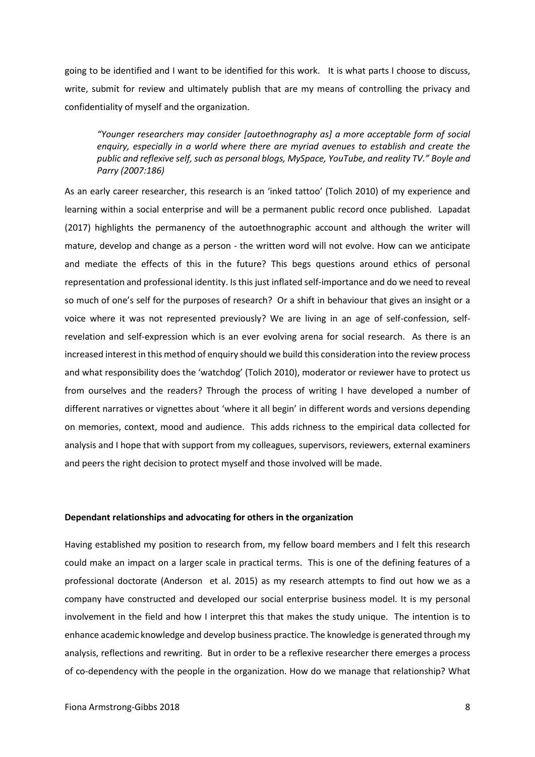going to be identified and I want to be identified for this work. It is what parts I choose to discuss, write, submit for review and ultimately publish that are my means of controlling the privacy and confidentiality of myself and the organization.

> *"Younger researchers may consider [autoethnography as] a more acceptable form of social enquiry, especially in a world where there are myriad avenues to establish and create the public and reflexive self, such as personal blogs, MySpace, YouTube, and reality TV." Boyle and Parry (2007:186)*

As an early career researcher, this research is an 'inked tattoo' (Tolich 2010) of my experience and learning within a social enterprise and will be a permanent public record once published. Lapadat (2017) highlights the permanency of the autoethnographic account and although the writer will mature, develop and change as a person - the written word will not evolve. How can we anticipate and mediate the effects of this in the future? This begs questions around ethics of personal representation and professional identity. Is this just inflated self-importance and do we need to reveal so much of one's self for the purposes of research? Or a shift in behaviour that gives an insight or a voice where it was not represented previously? We are living in an age of self-confession, self-revelation and self-expression which is an ever evolving arena for social research. As there is an increased interest in this method of enquiry should we build this consideration into the review process and what responsibility does the 'watchdog' (Tolich 2010), moderator or reviewer have to protect us from ourselves and the readers? Through the process of writing I have developed a number of different narratives or vignettes about 'where it all begin' in different words and versions depending on memories, context, mood and audience. This adds richness to the empirical data collected for analysis and I hope that with support from my colleagues, supervisors, reviewers, external examiners and peers the right decision to protect myself and those involved will be made.

**Dependant relationships and advocating for others in the organization**

Having established my position to research from, my fellow board members and I felt this research could make an impact on a larger scale in practical terms. This is one of the defining features of a professional doctorate (Anderson et al. 2015) as my research attempts to find out how we as a company have constructed and developed our social enterprise business model. It is my personal involvement in the field and how I interpret this that makes the study unique. The intention is to enhance academic knowledge and develop business practice. The knowledge is generated through my analysis, reflections and rewriting. But in order to be a reflexive researcher there emerges a process of co-dependency with the people in the organization. How do we manage that relationship? What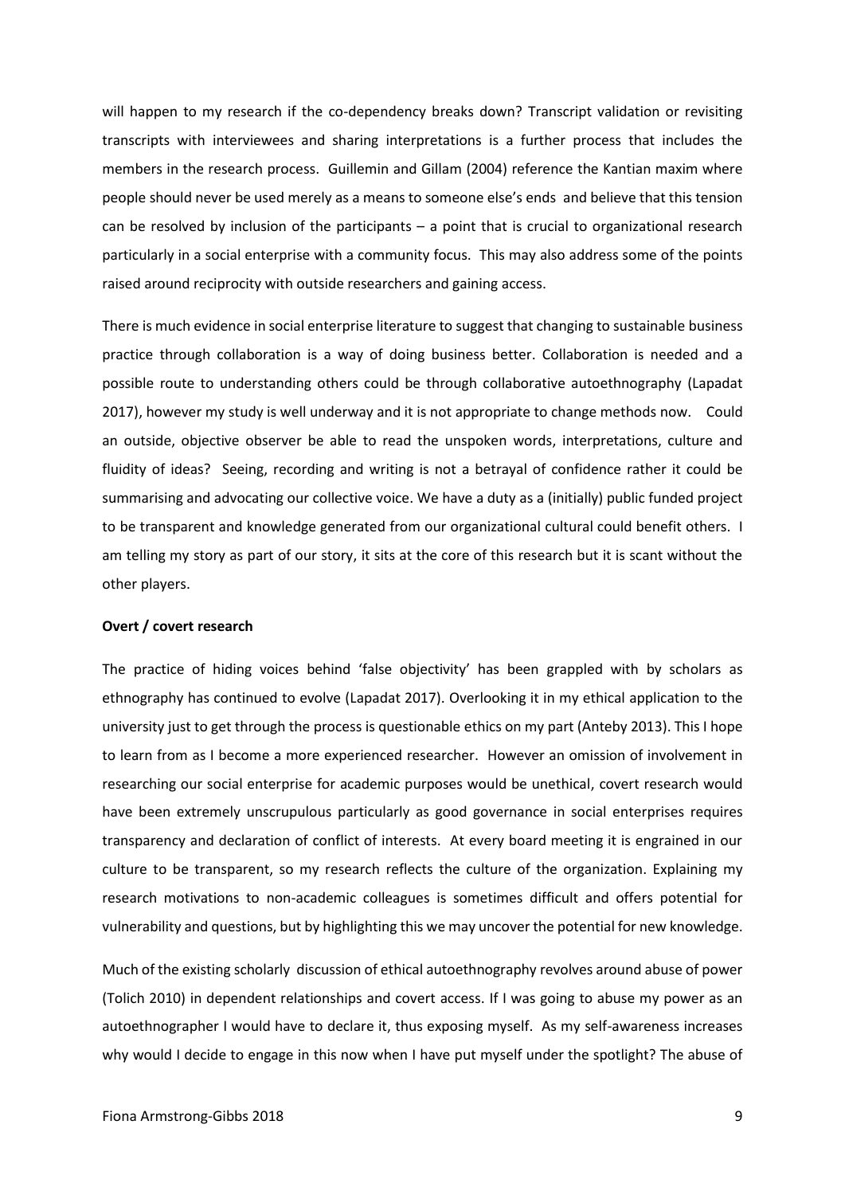will happen to my research if the co-dependency breaks down? Transcript validation or revisiting transcripts with interviewees and sharing interpretations is a further process that includes the members in the research process. Guillemin and Gillam (2004) reference the Kantian maxim where people should never be used merely as a means to someone else's ends and believe that this tension can be resolved by inclusion of the participants – a point that is crucial to organizational research particularly in a social enterprise with a community focus. This may also address some of the points raised around reciprocity with outside researchers and gaining access.

There is much evidence in social enterprise literature to suggest that changing to sustainable business practice through collaboration is a way of doing business better. Collaboration is needed and a possible route to understanding others could be through collaborative autoethnography (Lapadat 2017), however my study is well underway and it is not appropriate to change methods now. Could an outside, objective observer be able to read the unspoken words, interpretations, culture and fluidity of ideas? Seeing, recording and writing is not a betrayal of confidence rather it could be summarising and advocating our collective voice. We have a duty as a (initially) public funded project to be transparent and knowledge generated from our organizational cultural could benefit others. I am telling my story as part of our story, it sits at the core of this research but it is scant without the other players.

**Overt / covert research**

The practice of hiding voices behind 'false objectivity' has been grappled with by scholars as ethnography has continued to evolve (Lapadat 2017). Overlooking it in my ethical application to the university just to get through the process is questionable ethics on my part (Anteby 2013). This I hope to learn from as I become a more experienced researcher. However an omission of involvement in researching our social enterprise for academic purposes would be unethical, covert research would have been extremely unscrupulous particularly as good governance in social enterprises requires transparency and declaration of conflict of interests. At every board meeting it is engrained in our culture to be transparent, so my research reflects the culture of the organization. Explaining my research motivations to non-academic colleagues is sometimes difficult and offers potential for vulnerability and questions, but by highlighting this we may uncover the potential for new knowledge.

Much of the existing scholarly discussion of ethical autoethnography revolves around abuse of power (Tolich 2010) in dependent relationships and covert access. If I was going to abuse my power as an autoethnographer I would have to declare it, thus exposing myself. As my self-awareness increases why would I decide to engage in this now when I have put myself under the spotlight? The abuse of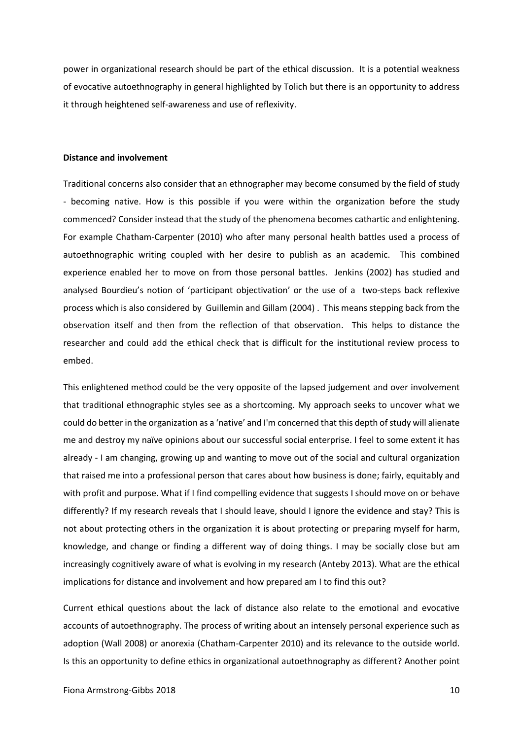power in organizational research should be part of the ethical discussion. It is a potential weakness of evocative autoethnography in general highlighted by Tolich but there is an opportunity to address it through heightened self-awareness and use of reflexivity.

**Distance and involvement**

Traditional concerns also consider that an ethnographer may become consumed by the field of study - becoming native. How is this possible if you were within the organization before the study commenced? Consider instead that the study of the phenomena becomes cathartic and enlightening. For example Chatham-Carpenter (2010) who after many personal health battles used a process of autoethnographic writing coupled with her desire to publish as an academic. This combined experience enabled her to move on from those personal battles. Jenkins (2002) has studied and analysed Bourdieu's notion of 'participant objectivation' or the use of a two-steps back reflexive process which is also considered by Guillemin and Gillam (2004) . This means stepping back from the observation itself and then from the reflection of that observation. This helps to distance the researcher and could add the ethical check that is difficult for the institutional review process to embed.

This enlightened method could be the very opposite of the lapsed judgement and over involvement that traditional ethnographic styles see as a shortcoming. My approach seeks to uncover what we could do better in the organization as a 'native' and I'm concerned that this depth of study will alienate me and destroy my naïve opinions about our successful social enterprise. I feel to some extent it has already - I am changing, growing up and wanting to move out of the social and cultural organization that raised me into a professional person that cares about how business is done; fairly, equitably and with profit and purpose. What if I find compelling evidence that suggests I should move on or behave differently? If my research reveals that I should leave, should I ignore the evidence and stay? This is not about protecting others in the organization it is about protecting or preparing myself for harm, knowledge, and change or finding a different way of doing things. I may be socially close but am increasingly cognitively aware of what is evolving in my research (Anteby 2013). What are the ethical implications for distance and involvement and how prepared am I to find this out?

Current ethical questions about the lack of distance also relate to the emotional and evocative accounts of autoethnography. The process of writing about an intensely personal experience such as adoption (Wall 2008) or anorexia (Chatham-Carpenter 2010) and its relevance to the outside world. Is this an opportunity to define ethics in organizational autoethnography as different? Another point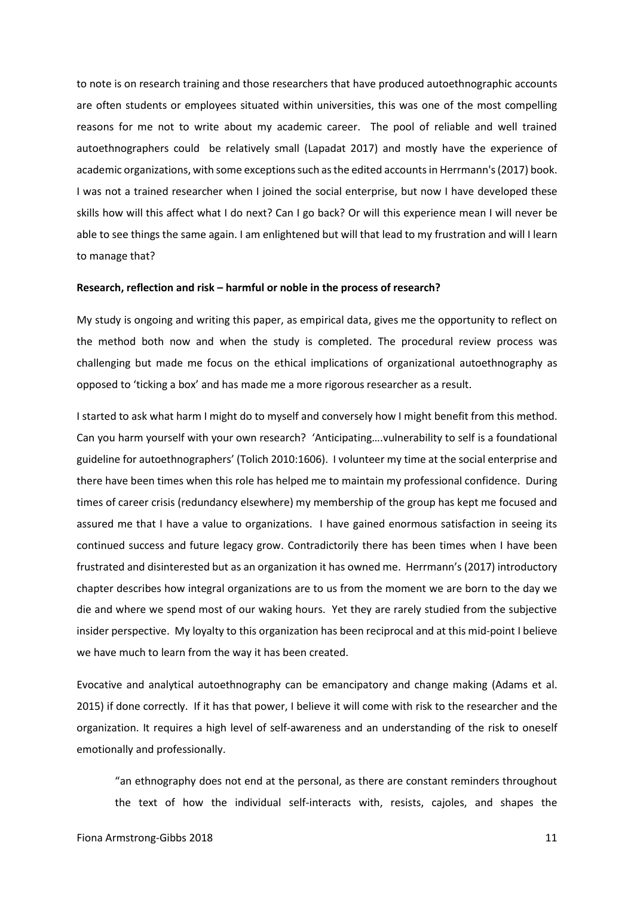to note is on research training and those researchers that have produced autoethnographic accounts are often students or employees situated within universities, this was one of the most compelling reasons for me not to write about my academic career. The pool of reliable and well trained autoethnographers could be relatively small (Lapadat 2017) and mostly have the experience of academic organizations, with some exceptions such as the edited accounts in Herrmann's (2017) book. I was not a trained researcher when I joined the social enterprise, but now I have developed these skills how will this affect what I do next? Can I go back? Or will this experience mean I will never be able to see things the same again. I am enlightened but will that lead to my frustration and will I learn to manage that?

**Research, reflection and risk – harmful or noble in the process of research?**

My study is ongoing and writing this paper, as empirical data, gives me the opportunity to reflect on the method both now and when the study is completed. The procedural review process was challenging but made me focus on the ethical implications of organizational autoethnography as opposed to 'ticking a box' and has made me a more rigorous researcher as a result.

I started to ask what harm I might do to myself and conversely how I might benefit from this method. Can you harm yourself with your own research? 'Anticipating….vulnerability to self is a foundational guideline for autoethnographers' (Tolich 2010:1606). I volunteer my time at the social enterprise and there have been times when this role has helped me to maintain my professional confidence. During times of career crisis (redundancy elsewhere) my membership of the group has kept me focused and assured me that I have a value to organizations. I have gained enormous satisfaction in seeing its continued success and future legacy grow. Contradictorily there has been times when I have been frustrated and disinterested but as an organization it has owned me. Herrmann's (2017) introductory chapter describes how integral organizations are to us from the moment we are born to the day we die and where we spend most of our waking hours. Yet they are rarely studied from the subjective insider perspective. My loyalty to this organization has been reciprocal and at this mid-point I believe we have much to learn from the way it has been created.

Evocative and analytical autoethnography can be emancipatory and change making (Adams et al. 2015) if done correctly. If it has that power, I believe it will come with risk to the researcher and the organization. It requires a high level of self-awareness and an understanding of the risk to oneself emotionally and professionally.

> "an ethnography does not end at the personal, as there are constant reminders throughout the text of how the individual self-interacts with, resists, cajoles, and shapes the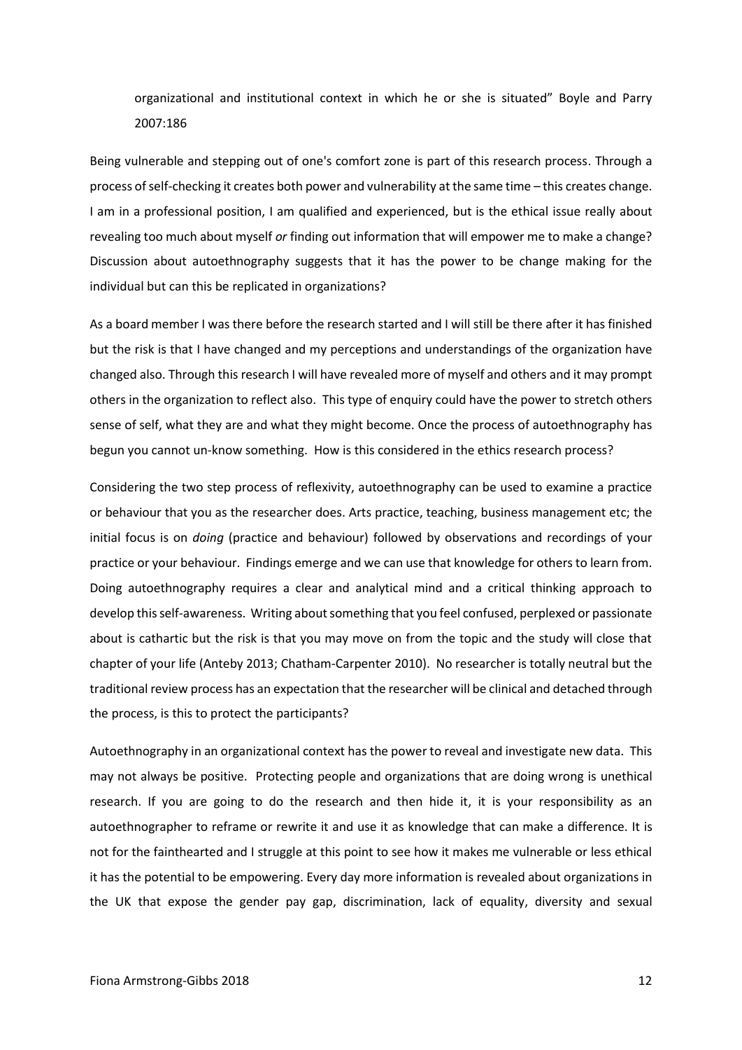organizational and institutional context in which he or she is situated" Boyle and Parry 2007:186

Being vulnerable and stepping out of one's comfort zone is part of this research process. Through a process of self-checking it creates both power and vulnerability at the same time – this creates change. I am in a professional position, I am qualified and experienced, but is the ethical issue really about revealing too much about myself *or* finding out information that will empower me to make a change? Discussion about autoethnography suggests that it has the power to be change making for the individual but can this be replicated in organizations?

As a board member I was there before the research started and I will still be there after it has finished but the risk is that I have changed and my perceptions and understandings of the organization have changed also. Through this research I will have revealed more of myself and others and it may prompt others in the organization to reflect also. This type of enquiry could have the power to stretch others sense of self, what they are and what they might become. Once the process of autoethnography has begun you cannot un-know something. How is this considered in the ethics research process?

Considering the two step process of reflexivity, autoethnography can be used to examine a practice or behaviour that you as the researcher does. Arts practice, teaching, business management etc; the initial focus is on *doing* (practice and behaviour) followed by observations and recordings of your practice or your behaviour. Findings emerge and we can use that knowledge for others to learn from. Doing autoethnography requires a clear and analytical mind and a critical thinking approach to develop this self-awareness. Writing about something that you feel confused, perplexed or passionate about is cathartic but the risk is that you may move on from the topic and the study will close that chapter of your life (Anteby 2013; Chatham-Carpenter 2010). No researcher is totally neutral but the traditional review process has an expectation that the researcher will be clinical and detached through the process, is this to protect the participants?

Autoethnography in an organizational context has the power to reveal and investigate new data. This may not always be positive. Protecting people and organizations that are doing wrong is unethical research. If you are going to do the research and then hide it, it is your responsibility as an autoethnographer to reframe or rewrite it and use it as knowledge that can make a difference. It is not for the fainthearted and I struggle at this point to see how it makes me vulnerable or less ethical it has the potential to be empowering. Every day more information is revealed about organizations in the UK that expose the gender pay gap, discrimination, lack of equality, diversity and sexual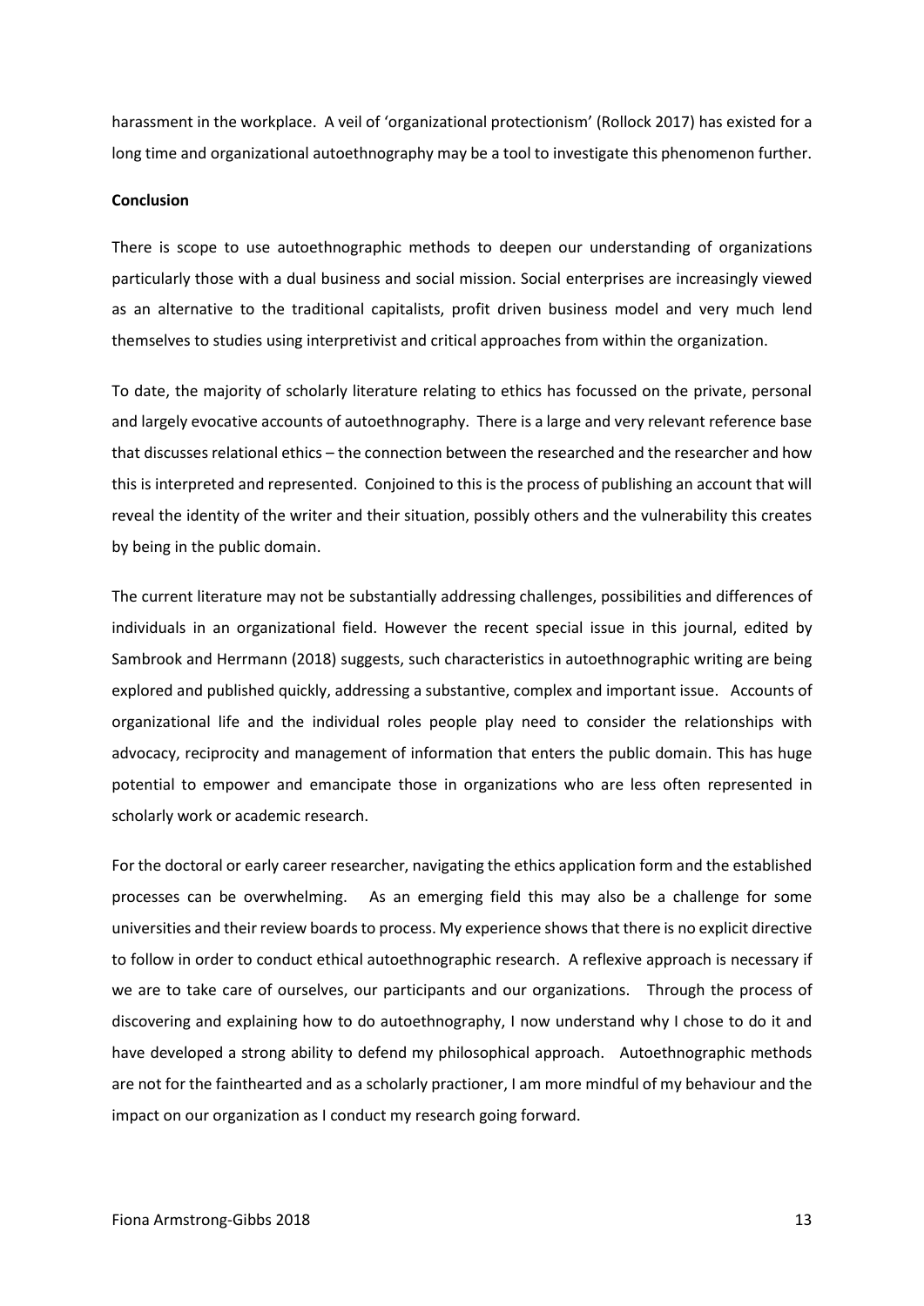harassment in the workplace. A veil of 'organizational protectionism' (Rollock 2017) has existed for a long time and organizational autoethnography may be a tool to investigate this phenomenon further.

**Conclusion**

There is scope to use autoethnographic methods to deepen our understanding of organizations particularly those with a dual business and social mission. Social enterprises are increasingly viewed as an alternative to the traditional capitalists, profit driven business model and very much lend themselves to studies using interpretivist and critical approaches from within the organization.

To date, the majority of scholarly literature relating to ethics has focussed on the private, personal and largely evocative accounts of autoethnography. There is a large and very relevant reference base that discusses relational ethics – the connection between the researched and the researcher and how this is interpreted and represented. Conjoined to this is the process of publishing an account that will reveal the identity of the writer and their situation, possibly others and the vulnerability this creates by being in the public domain.

The current literature may not be substantially addressing challenges, possibilities and differences of individuals in an organizational field. However the recent special issue in this journal, edited by Sambrook and Herrmann (2018) suggests, such characteristics in autoethnographic writing are being explored and published quickly, addressing a substantive, complex and important issue. Accounts of organizational life and the individual roles people play need to consider the relationships with advocacy, reciprocity and management of information that enters the public domain. This has huge potential to empower and emancipate those in organizations who are less often represented in scholarly work or academic research.

For the doctoral or early career researcher, navigating the ethics application form and the established processes can be overwhelming. As an emerging field this may also be a challenge for some universities and their review boards to process. My experience shows that there is no explicit directive to follow in order to conduct ethical autoethnographic research. A reflexive approach is necessary if we are to take care of ourselves, our participants and our organizations. Through the process of discovering and explaining how to do autoethnography, I now understand why I chose to do it and have developed a strong ability to defend my philosophical approach. Autoethnographic methods are not for the fainthearted and as a scholarly practioner, I am more mindful of my behaviour and the impact on our organization as I conduct my research going forward.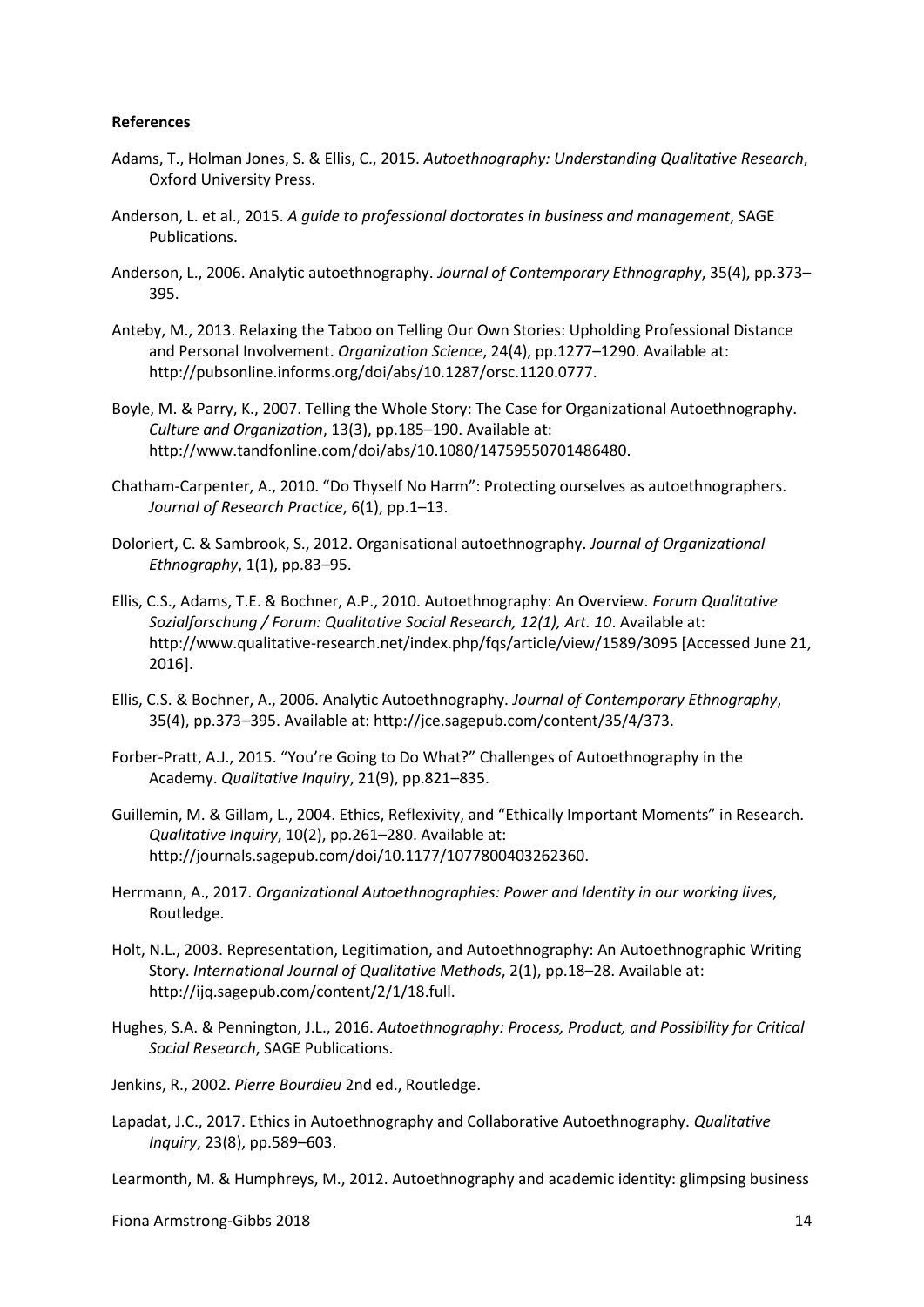**References**

Adams, T., Holman Jones, S. & Ellis, C., 2015. *Autoethnography: Understanding Qualitative Research*, Oxford University Press.

Anderson, L. et al., 2015. *A guide to professional doctorates in business and management*, SAGE Publications.

Anderson, L., 2006. Analytic autoethnography. *Journal of Contemporary Ethnography*, 35(4), pp.373–395.

Anteby, M., 2013. Relaxing the Taboo on Telling Our Own Stories: Upholding Professional Distance and Personal Involvement. *Organization Science*, 24(4), pp.1277–1290. Available at: http://pubsonline.informs.org/doi/abs/10.1287/orsc.1120.0777.

Boyle, M. & Parry, K., 2007. Telling the Whole Story: The Case for Organizational Autoethnography. *Culture and Organization*, 13(3), pp.185–190. Available at: http://www.tandfonline.com/doi/abs/10.1080/14759550701486480.

Chatham-Carpenter, A., 2010. "Do Thyself No Harm": Protecting ourselves as autoethnographers. *Journal of Research Practice*, 6(1), pp.1–13.

Doloriert, C. & Sambrook, S., 2012. Organisational autoethnography. *Journal of Organizational Ethnography*, 1(1), pp.83–95.

Ellis, C.S., Adams, T.E. & Bochner, A.P., 2010. Autoethnography: An Overview. *Forum Qualitative Sozialforschung / Forum: Qualitative Social Research, 12(1), Art. 10*. Available at: http://www.qualitative-research.net/index.php/fqs/article/view/1589/3095 [Accessed June 21, 2016].

Ellis, C.S. & Bochner, A., 2006. Analytic Autoethnography. *Journal of Contemporary Ethnography*, 35(4), pp.373–395. Available at: http://jce.sagepub.com/content/35/4/373.

Forber-Pratt, A.J., 2015. "You're Going to Do What?" Challenges of Autoethnography in the Academy. *Qualitative Inquiry*, 21(9), pp.821–835.

Guillemin, M. & Gillam, L., 2004. Ethics, Reflexivity, and "Ethically Important Moments" in Research. *Qualitative Inquiry*, 10(2), pp.261–280. Available at: http://journals.sagepub.com/doi/10.1177/1077800403262360.

Herrmann, A., 2017. *Organizational Autoethnographies: Power and Identity in our working lives*, Routledge.

Holt, N.L., 2003. Representation, Legitimation, and Autoethnography: An Autoethnographic Writing Story. *International Journal of Qualitative Methods*, 2(1), pp.18–28. Available at: http://ijq.sagepub.com/content/2/1/18.full.

Hughes, S.A. & Pennington, J.L., 2016. *Autoethnography: Process, Product, and Possibility for Critical Social Research*, SAGE Publications.

Jenkins, R., 2002. *Pierre Bourdieu* 2nd ed., Routledge.

Lapadat, J.C., 2017. Ethics in Autoethnography and Collaborative Autoethnography. *Qualitative Inquiry*, 23(8), pp.589–603.

Learmonth, M. & Humphreys, M., 2012. Autoethnography and academic identity: glimpsing business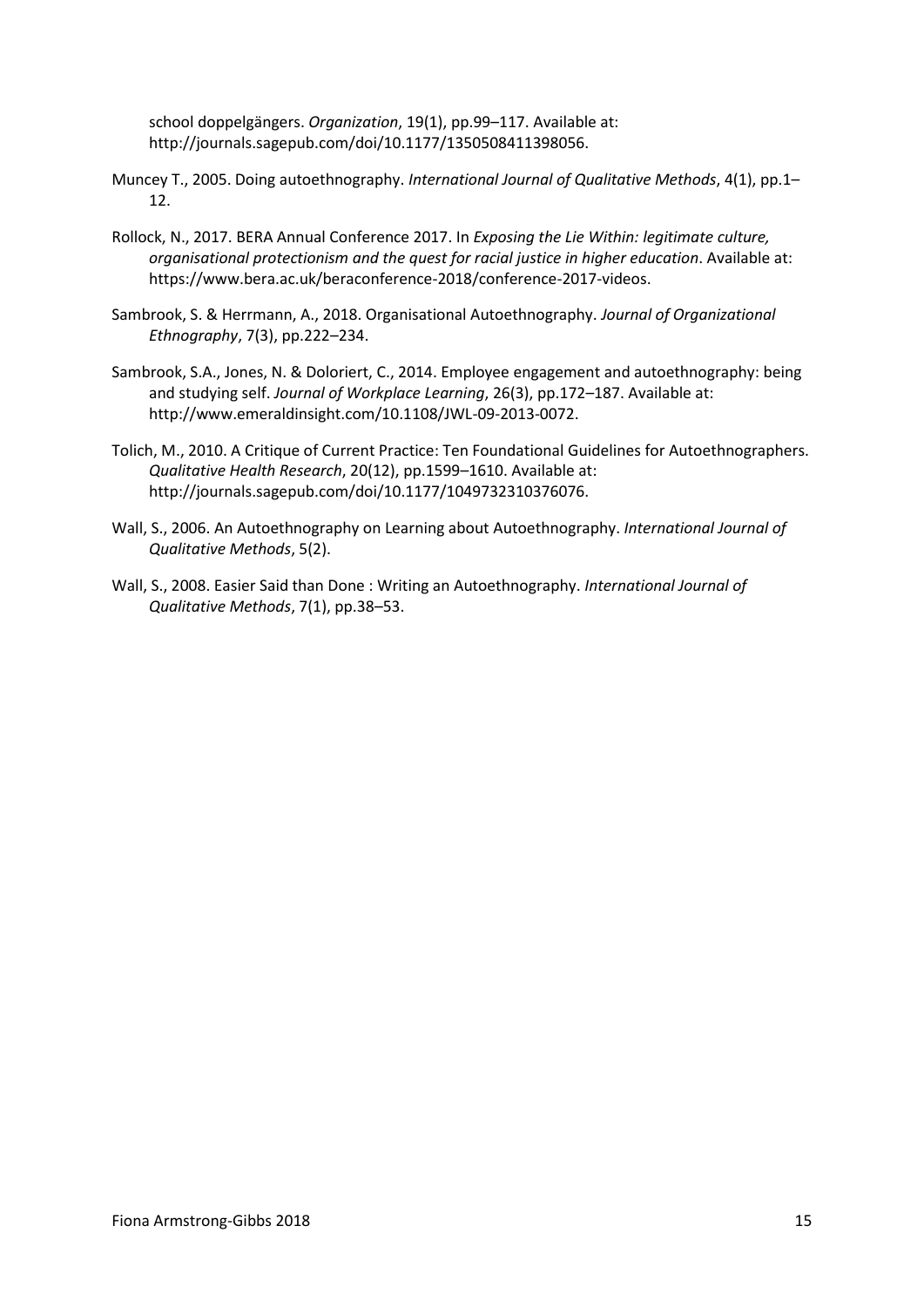school doppelgängers. *Organization*, 19(1), pp.99–117. Available at: http://journals.sagepub.com/doi/10.1177/1350508411398056.

Muncey T., 2005. Doing autoethnography. *International Journal of Qualitative Methods*, 4(1), pp.1–12.

Rollock, N., 2017. BERA Annual Conference 2017. In *Exposing the Lie Within: legitimate culture, organisational protectionism and the quest for racial justice in higher education*. Available at: https://www.bera.ac.uk/beraconference-2018/conference-2017-videos.

Sambrook, S. & Herrmann, A., 2018. Organisational Autoethnography. *Journal of Organizational Ethnography*, 7(3), pp.222–234.

Sambrook, S.A., Jones, N. & Doloriert, C., 2014. Employee engagement and autoethnography: being and studying self. *Journal of Workplace Learning*, 26(3), pp.172–187. Available at: http://www.emeraldinsight.com/10.1108/JWL-09-2013-0072.

Tolich, M., 2010. A Critique of Current Practice: Ten Foundational Guidelines for Autoethnographers. *Qualitative Health Research*, 20(12), pp.1599–1610. Available at: http://journals.sagepub.com/doi/10.1177/1049732310376076.

Wall, S., 2006. An Autoethnography on Learning about Autoethnography. *International Journal of Qualitative Methods*, 5(2).

Wall, S., 2008. Easier Said than Done : Writing an Autoethnography. *International Journal of Qualitative Methods*, 7(1), pp.38–53.